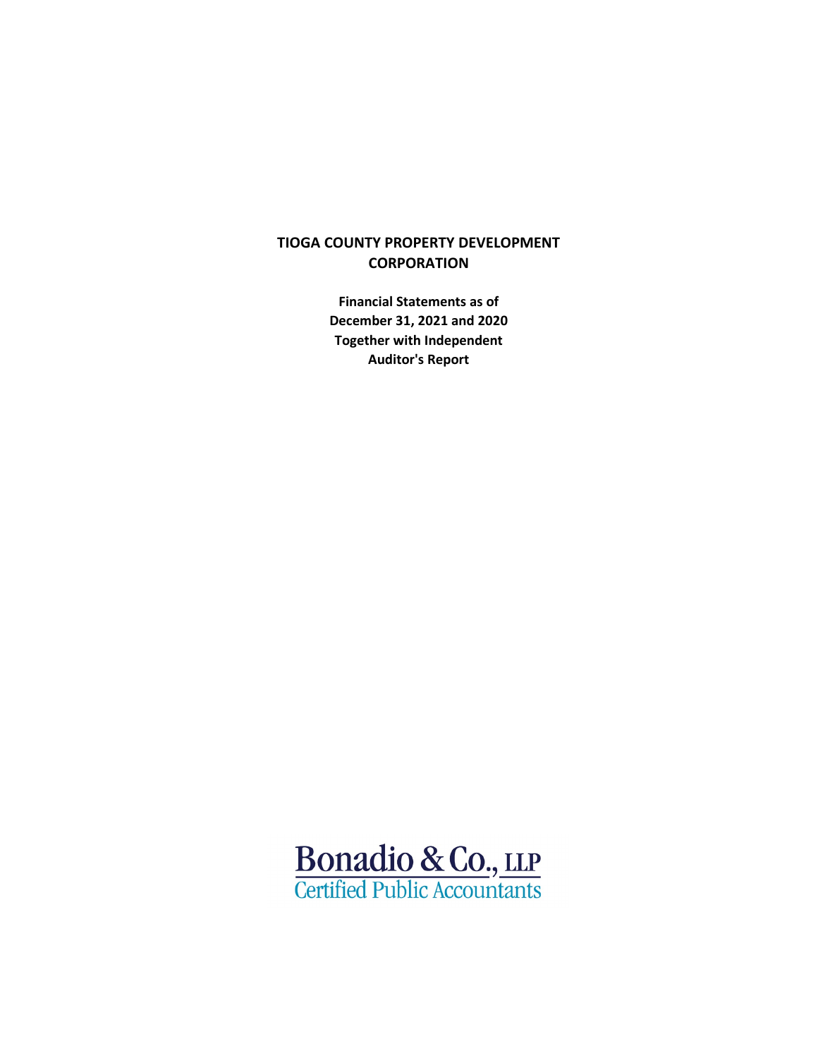# TIOGA COUNTY PROPERTY DEVELOPMENT CORPORATION

**Financial Statements as of December 31, 2021 and 2020 Together with Independent Auditor's Report**

Bonadio & Co., LLP
Certified Public Accountants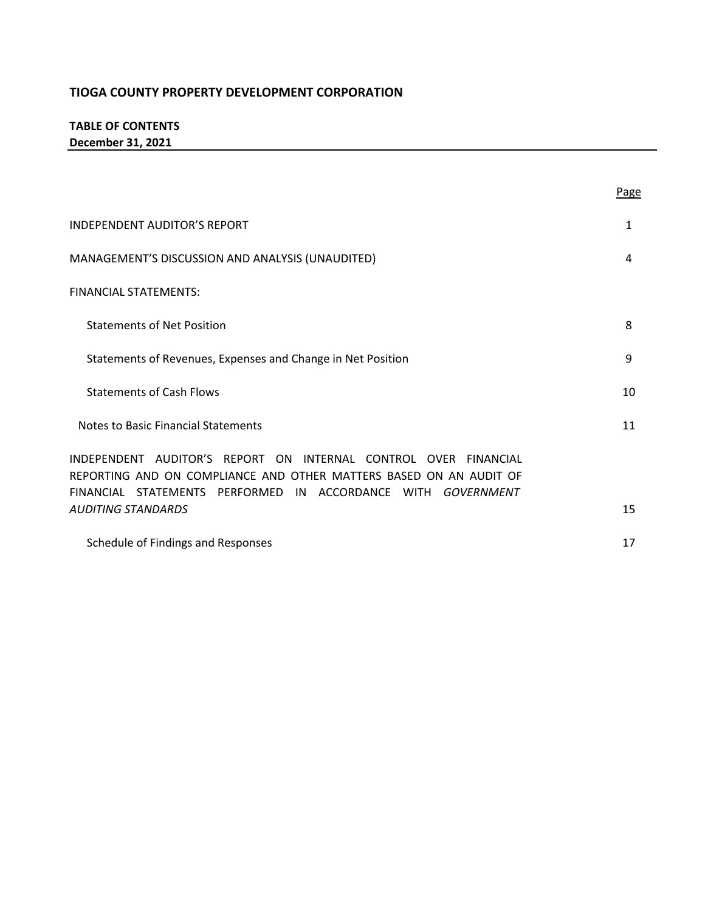**TIOGA COUNTY PROPERTY DEVELOPMENT CORPORATION**

**TABLE OF CONTENTS**
**December 31, 2021**

| | Page |
|---|---|
| INDEPENDENT AUDITOR'S REPORT | 1 |
| MANAGEMENT'S DISCUSSION AND ANALYSIS (UNAUDITED) | 4 |
| FINANCIAL STATEMENTS: | |
| Statements of Net Position | 8 |
| Statements of Revenues, Expenses and Change in Net Position | 9 |
| Statements of Cash Flows | 10 |
| Notes to Basic Financial Statements | 11 |
| INDEPENDENT AUDITOR'S REPORT ON INTERNAL CONTROL OVER FINANCIAL REPORTING AND ON COMPLIANCE AND OTHER MATTERS BASED ON AN AUDIT OF FINANCIAL STATEMENTS PERFORMED IN ACCORDANCE WITH *GOVERNMENT AUDITING STANDARDS* | 15 |
| Schedule of Findings and Responses | 17 |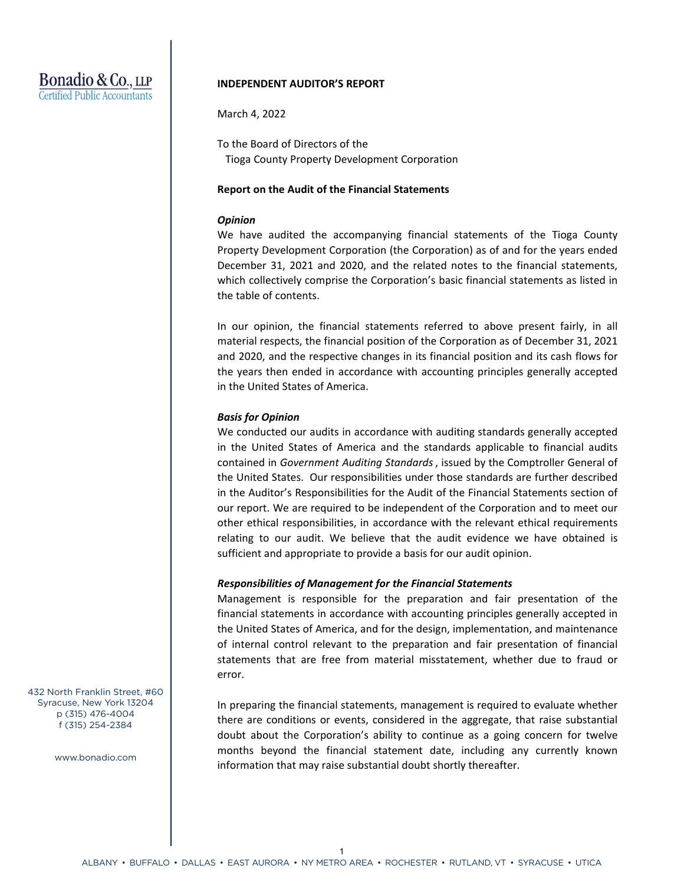Bonadio & Co., LLP
Certified Public Accountants

**INDEPENDENT AUDITOR'S REPORT**

March 4, 2022

To the Board of Directors of the
Tioga County Property Development Corporation

**Report on the Audit of the Financial Statements**

***Opinion***

We have audited the accompanying financial statements of the Tioga County Property Development Corporation (the Corporation) as of and for the years ended December 31, 2021 and 2020, and the related notes to the financial statements, which collectively comprise the Corporation's basic financial statements as listed in the table of contents.

In our opinion, the financial statements referred to above present fairly, in all material respects, the financial position of the Corporation as of December 31, 2021 and 2020, and the respective changes in its financial position and its cash flows for the years then ended in accordance with accounting principles generally accepted in the United States of America.

***Basis for Opinion***

We conducted our audits in accordance with auditing standards generally accepted in the United States of America and the standards applicable to financial audits contained in *Government Auditing Standards*, issued by the Comptroller General of the United States. Our responsibilities under those standards are further described in the Auditor's Responsibilities for the Audit of the Financial Statements section of our report. We are required to be independent of the Corporation and to meet our other ethical responsibilities, in accordance with the relevant ethical requirements relating to our audit. We believe that the audit evidence we have obtained is sufficient and appropriate to provide a basis for our audit opinion.

***Responsibilities of Management for the Financial Statements***

Management is responsible for the preparation and fair presentation of the financial statements in accordance with accounting principles generally accepted in the United States of America, and for the design, implementation, and maintenance of internal control relevant to the preparation and fair presentation of financial statements that are free from material misstatement, whether due to fraud or error.

In preparing the financial statements, management is required to evaluate whether there are conditions or events, considered in the aggregate, that raise substantial doubt about the Corporation's ability to continue as a going concern for twelve months beyond the financial statement date, including any currently known information that may raise substantial doubt shortly thereafter.

432 North Franklin Street, #60
Syracuse, New York 13204
p (315) 476-4004
f (315) 254-2384

www.bonadio.com

ALBANY • BUFFALO • DALLAS • EAST AURORA • NY METRO AREA • ROCHESTER • RUTLAND, VT • SYRACUSE • UTICA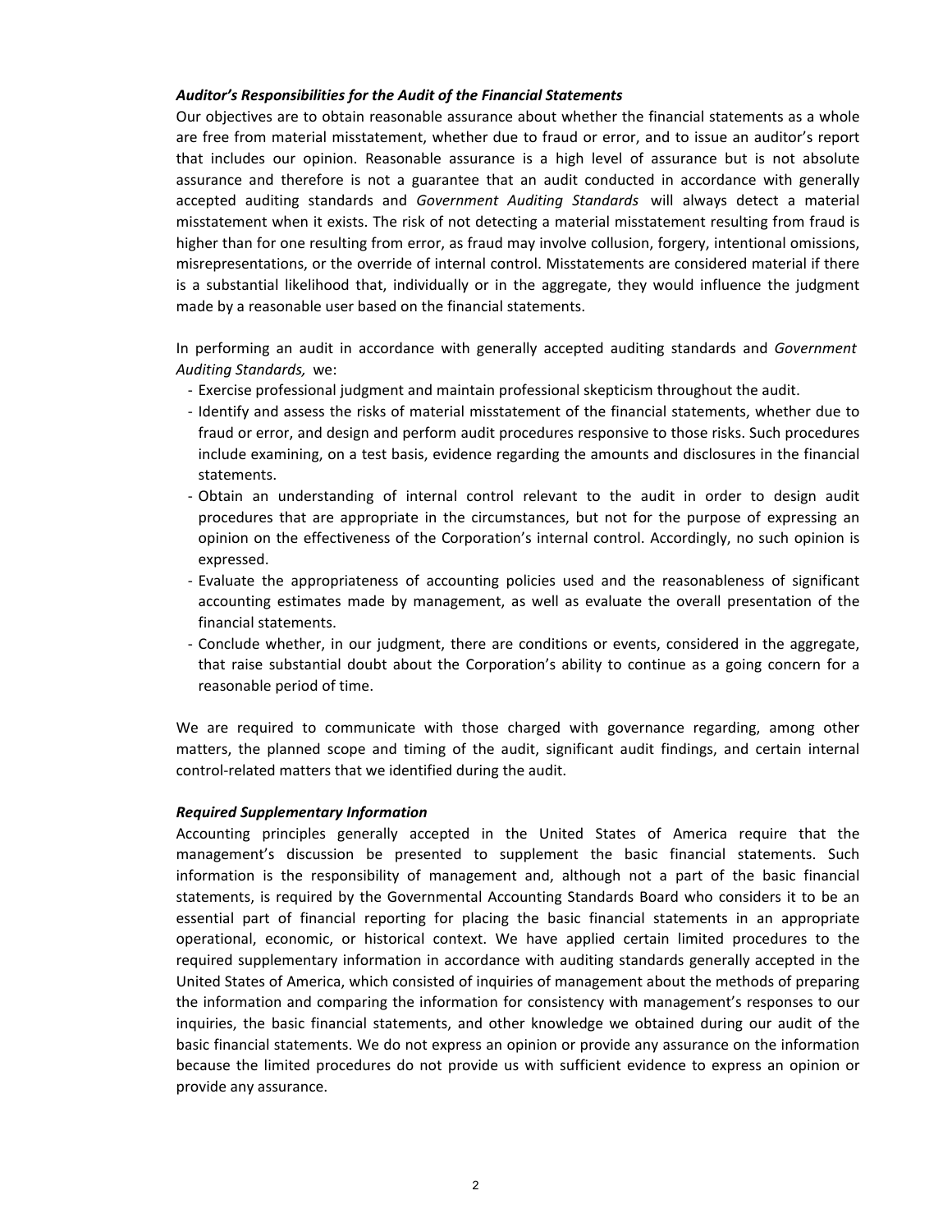***Auditor's Responsibilities for the Audit of the Financial Statements***

Our objectives are to obtain reasonable assurance about whether the financial statements as a whole are free from material misstatement, whether due to fraud or error, and to issue an auditor's report that includes our opinion. Reasonable assurance is a high level of assurance but is not absolute assurance and therefore is not a guarantee that an audit conducted in accordance with generally accepted auditing standards and *Government Auditing Standards* will always detect a material misstatement when it exists. The risk of not detecting a material misstatement resulting from fraud is higher than for one resulting from error, as fraud may involve collusion, forgery, intentional omissions, misrepresentations, or the override of internal control. Misstatements are considered material if there is a substantial likelihood that, individually or in the aggregate, they would influence the judgment made by a reasonable user based on the financial statements.

In performing an audit in accordance with generally accepted auditing standards and *Government Auditing Standards,* we:

- Exercise professional judgment and maintain professional skepticism throughout the audit.
- Identify and assess the risks of material misstatement of the financial statements, whether due to fraud or error, and design and perform audit procedures responsive to those risks. Such procedures include examining, on a test basis, evidence regarding the amounts and disclosures in the financial statements.
- Obtain an understanding of internal control relevant to the audit in order to design audit procedures that are appropriate in the circumstances, but not for the purpose of expressing an opinion on the effectiveness of the Corporation's internal control. Accordingly, no such opinion is expressed.
- Evaluate the appropriateness of accounting policies used and the reasonableness of significant accounting estimates made by management, as well as evaluate the overall presentation of the financial statements.
- Conclude whether, in our judgment, there are conditions or events, considered in the aggregate, that raise substantial doubt about the Corporation's ability to continue as a going concern for a reasonable period of time.

We are required to communicate with those charged with governance regarding, among other matters, the planned scope and timing of the audit, significant audit findings, and certain internal control-related matters that we identified during the audit.

***Required Supplementary Information***

Accounting principles generally accepted in the United States of America require that the management's discussion be presented to supplement the basic financial statements. Such information is the responsibility of management and, although not a part of the basic financial statements, is required by the Governmental Accounting Standards Board who considers it to be an essential part of financial reporting for placing the basic financial statements in an appropriate operational, economic, or historical context. We have applied certain limited procedures to the required supplementary information in accordance with auditing standards generally accepted in the United States of America, which consisted of inquiries of management about the methods of preparing the information and comparing the information for consistency with management's responses to our inquiries, the basic financial statements, and other knowledge we obtained during our audit of the basic financial statements. We do not express an opinion or provide any assurance on the information because the limited procedures do not provide us with sufficient evidence to express an opinion or provide any assurance.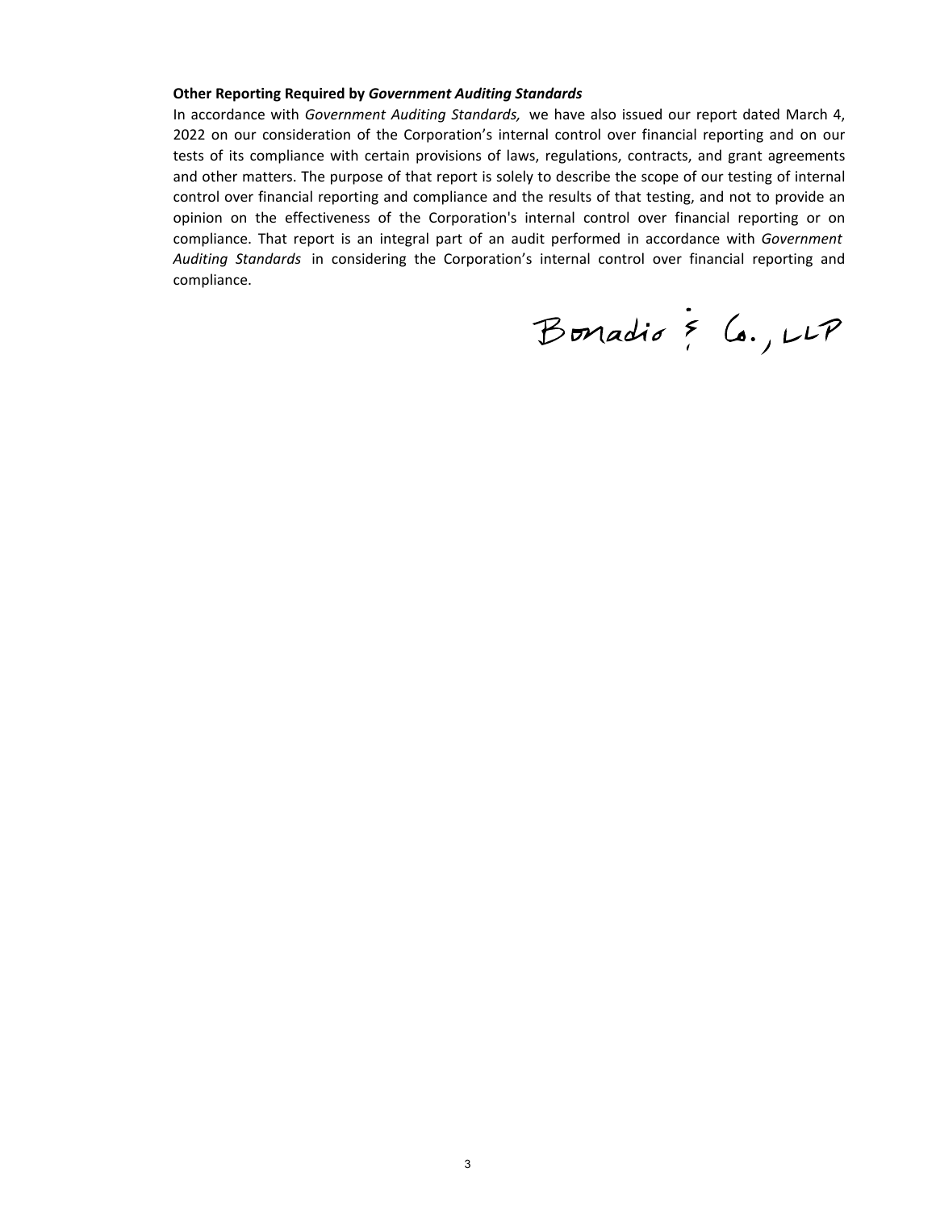**Other Reporting Required by *Government Auditing Standards***

In accordance with *Government Auditing Standards,* we have also issued our report dated March 4, 2022 on our consideration of the Corporation's internal control over financial reporting and on our tests of its compliance with certain provisions of laws, regulations, contracts, and grant agreements and other matters. The purpose of that report is solely to describe the scope of our testing of internal control over financial reporting and compliance and the results of that testing, and not to provide an opinion on the effectiveness of the Corporation's internal control over financial reporting or on compliance. That report is an integral part of an audit performed in accordance with *Government Auditing Standards* in considering the Corporation's internal control over financial reporting and compliance.

Bonadio & Co., LLP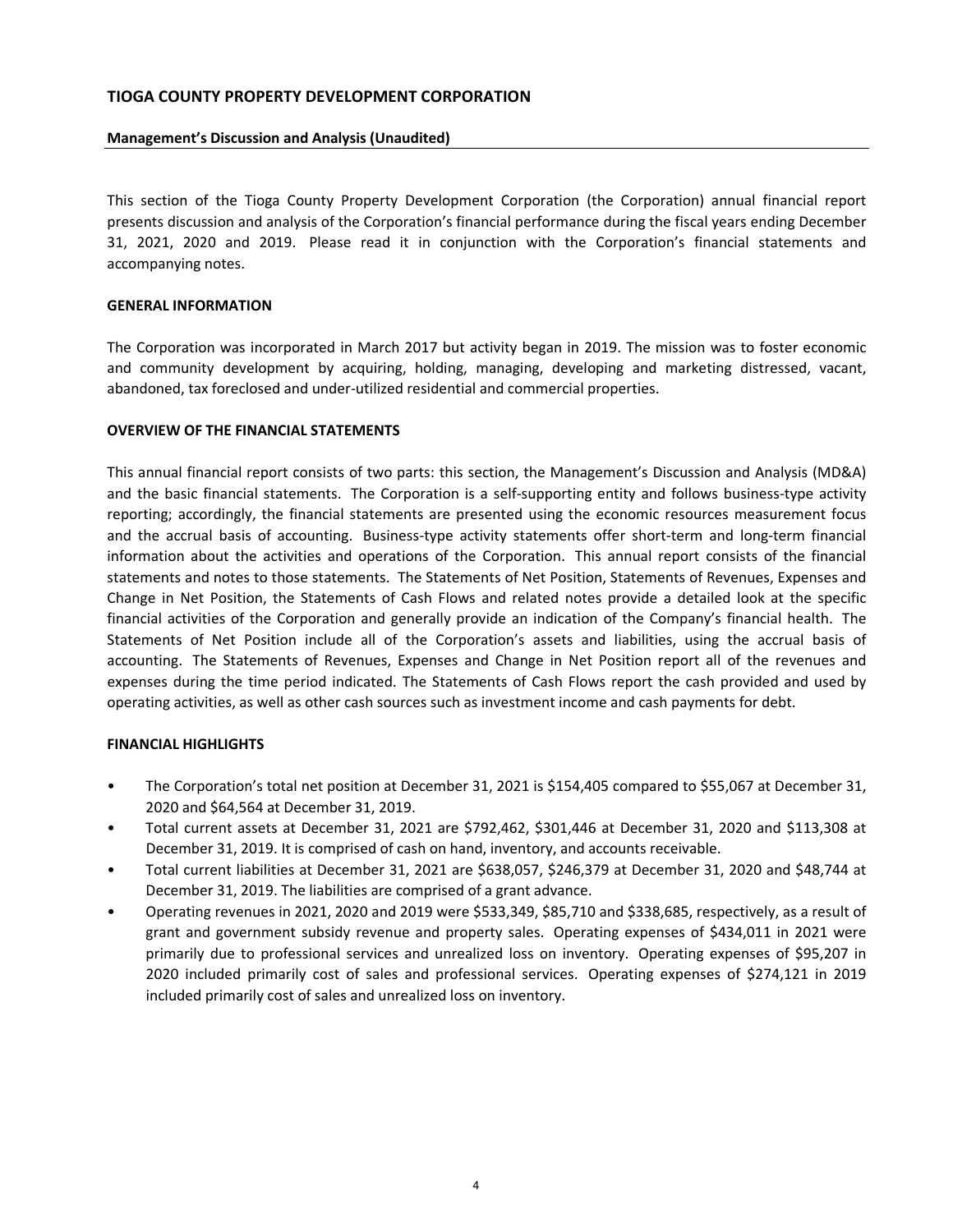# TIOGA COUNTY PROPERTY DEVELOPMENT CORPORATION

## Management's Discussion and Analysis (Unaudited)

This section of the Tioga County Property Development Corporation (the Corporation) annual financial report presents discussion and analysis of the Corporation's financial performance during the fiscal years ending December 31, 2021, 2020 and 2019. Please read it in conjunction with the Corporation's financial statements and accompanying notes.

### GENERAL INFORMATION

The Corporation was incorporated in March 2017 but activity began in 2019. The mission was to foster economic and community development by acquiring, holding, managing, developing and marketing distressed, vacant, abandoned, tax foreclosed and under-utilized residential and commercial properties.

### OVERVIEW OF THE FINANCIAL STATEMENTS

This annual financial report consists of two parts: this section, the Management's Discussion and Analysis (MD&A) and the basic financial statements. The Corporation is a self-supporting entity and follows business-type activity reporting; accordingly, the financial statements are presented using the economic resources measurement focus and the accrual basis of accounting. Business-type activity statements offer short-term and long-term financial information about the activities and operations of the Corporation. This annual report consists of the financial statements and notes to those statements. The Statements of Net Position, Statements of Revenues, Expenses and Change in Net Position, the Statements of Cash Flows and related notes provide a detailed look at the specific financial activities of the Corporation and generally provide an indication of the Company's financial health. The Statements of Net Position include all of the Corporation's assets and liabilities, using the accrual basis of accounting. The Statements of Revenues, Expenses and Change in Net Position report all of the revenues and expenses during the time period indicated. The Statements of Cash Flows report the cash provided and used by operating activities, as well as other cash sources such as investment income and cash payments for debt.

### FINANCIAL HIGHLIGHTS

- The Corporation's total net position at December 31, 2021 is $154,405 compared to $55,067 at December 31, 2020 and $64,564 at December 31, 2019.
- Total current assets at December 31, 2021 are $792,462, $301,446 at December 31, 2020 and $113,308 at December 31, 2019. It is comprised of cash on hand, inventory, and accounts receivable.
- Total current liabilities at December 31, 2021 are $638,057, $246,379 at December 31, 2020 and $48,744 at December 31, 2019. The liabilities are comprised of a grant advance.
- Operating revenues in 2021, 2020 and 2019 were $533,349, $85,710 and $338,685, respectively, as a result of grant and government subsidy revenue and property sales. Operating expenses of $434,011 in 2021 were primarily due to professional services and unrealized loss on inventory. Operating expenses of $95,207 in 2020 included primarily cost of sales and professional services. Operating expenses of $274,121 in 2019 included primarily cost of sales and unrealized loss on inventory.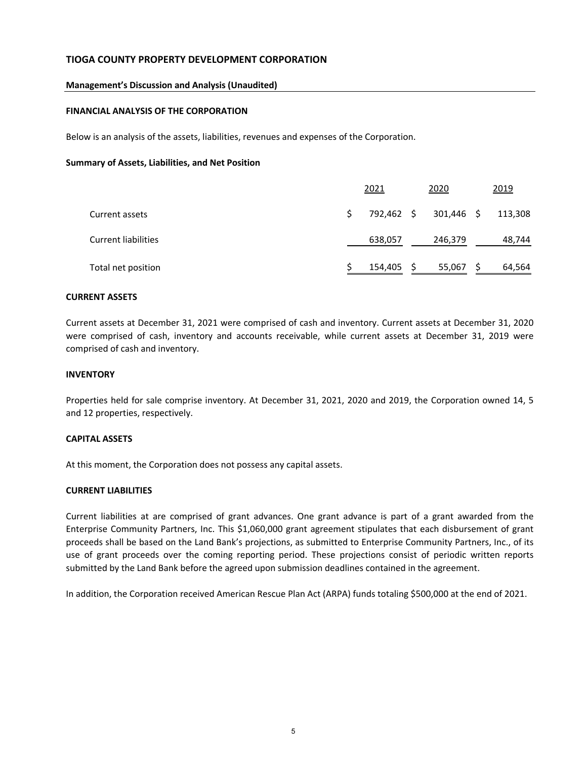# TIOGA COUNTY PROPERTY DEVELOPMENT CORPORATION

**Management's Discussion and Analysis (Unaudited)**

**FINANCIAL ANALYSIS OF THE CORPORATION**

Below is an analysis of the assets, liabilities, revenues and expenses of the Corporation.

**Summary of Assets, Liabilities, and Net Position**

| | 2021 | 2020 | 2019 |
|---|---|---|---|
| Current assets | $ 792,462 | $ 301,446 | $ 113,308 |
| Current liabilities | 638,057 | 246,379 | 48,744 |
| Total net position | $ 154,405 | $ 55,067 | $ 64,564 |

**CURRENT ASSETS**

Current assets at December 31, 2021 were comprised of cash and inventory. Current assets at December 31, 2020 were comprised of cash, inventory and accounts receivable, while current assets at December 31, 2019 were comprised of cash and inventory.

**INVENTORY**

Properties held for sale comprise inventory. At December 31, 2021, 2020 and 2019, the Corporation owned 14, 5 and 12 properties, respectively.

**CAPITAL ASSETS**

At this moment, the Corporation does not possess any capital assets.

**CURRENT LIABILITIES**

Current liabilities at are comprised of grant advances. One grant advance is part of a grant awarded from the Enterprise Community Partners, Inc. This $1,060,000 grant agreement stipulates that each disbursement of grant proceeds shall be based on the Land Bank's projections, as submitted to Enterprise Community Partners, Inc., of its use of grant proceeds over the coming reporting period. These projections consist of periodic written reports submitted by the Land Bank before the agreed upon submission deadlines contained in the agreement.

In addition, the Corporation received American Rescue Plan Act (ARPA) funds totaling $500,000 at the end of 2021.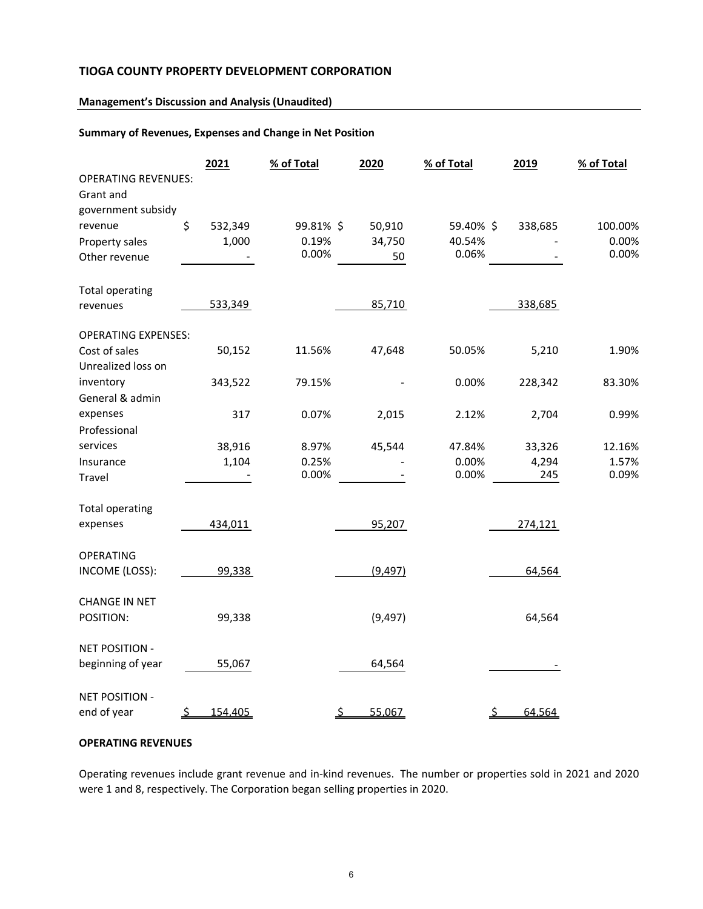**TIOGA COUNTY PROPERTY DEVELOPMENT CORPORATION**

**Management's Discussion and Analysis (Unaudited)**

**Summary of Revenues, Expenses and Change in Net Position**

| | 2021 | % of Total | 2020 | % of Total | 2019 | % of Total |
|---|---|---|---|---|---|---|
| OPERATING REVENUES: | | | | | | |
| Grant and government subsidy revenue | $ 532,349 | 99.81% | $ 50,910 | 59.40% | $ 338,685 | 100.00% |
| Property sales | 1,000 | 0.19% | 34,750 | 40.54% | - | 0.00% |
| Other revenue | - | 0.00% | 50 | 0.06% | - | 0.00% |
| Total operating revenues | 533,349 | | 85,710 | | 338,685 | |
| OPERATING EXPENSES: | | | | | | |
| Cost of sales | 50,152 | 11.56% | 47,648 | 50.05% | 5,210 | 1.90% |
| Unrealized loss on inventory | 343,522 | 79.15% | - | 0.00% | 228,342 | 83.30% |
| General & admin expenses | 317 | 0.07% | 2,015 | 2.12% | 2,704 | 0.99% |
| Professional services | 38,916 | 8.97% | 45,544 | 47.84% | 33,326 | 12.16% |
| Insurance | 1,104 | 0.25% | - | 0.00% | 4,294 | 1.57% |
| Travel | - | 0.00% | - | 0.00% | 245 | 0.09% |
| Total operating expenses | 434,011 | | 95,207 | | 274,121 | |
| OPERATING INCOME (LOSS): | 99,338 | | (9,497) | | 64,564 | |
| CHANGE IN NET POSITION: | 99,338 | | (9,497) | | 64,564 | |
| NET POSITION - beginning of year | 55,067 | | 64,564 | | - | |
| NET POSITION - end of year | $ 154,405 | | $ 55,067 | | $ 64,564 | |

**OPERATING REVENUES**

Operating revenues include grant revenue and in-kind revenues. The number or properties sold in 2021 and 2020 were 1 and 8, respectively. The Corporation began selling properties in 2020.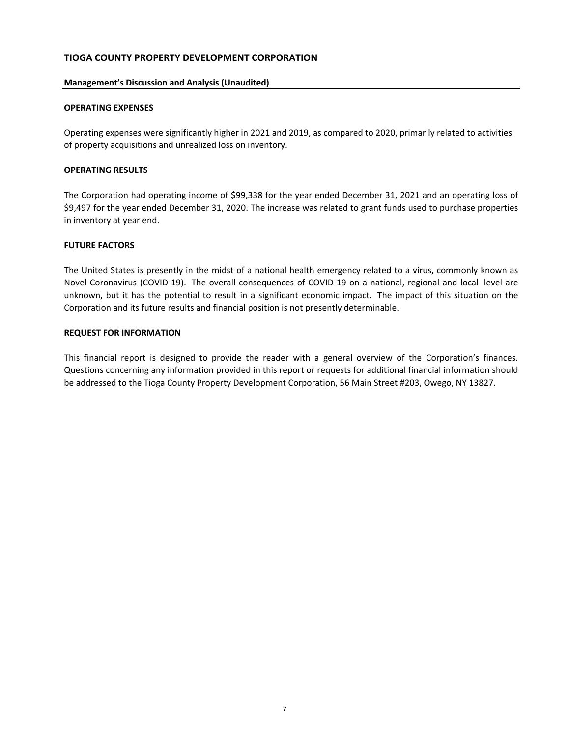**TIOGA COUNTY PROPERTY DEVELOPMENT CORPORATION**

**Management's Discussion and Analysis (Unaudited)**

### OPERATING EXPENSES

Operating expenses were significantly higher in 2021 and 2019, as compared to 2020, primarily related to activities of property acquisitions and unrealized loss on inventory.

### OPERATING RESULTS

The Corporation had operating income of $99,338 for the year ended December 31, 2021 and an operating loss of $9,497 for the year ended December 31, 2020. The increase was related to grant funds used to purchase properties in inventory at year end.

### FUTURE FACTORS

The United States is presently in the midst of a national health emergency related to a virus, commonly known as Novel Coronavirus (COVID-19). The overall consequences of COVID-19 on a national, regional and local level are unknown, but it has the potential to result in a significant economic impact. The impact of this situation on the Corporation and its future results and financial position is not presently determinable.

### REQUEST FOR INFORMATION

This financial report is designed to provide the reader with a general overview of the Corporation's finances. Questions concerning any information provided in this report or requests for additional financial information should be addressed to the Tioga County Property Development Corporation, 56 Main Street #203, Owego, NY 13827.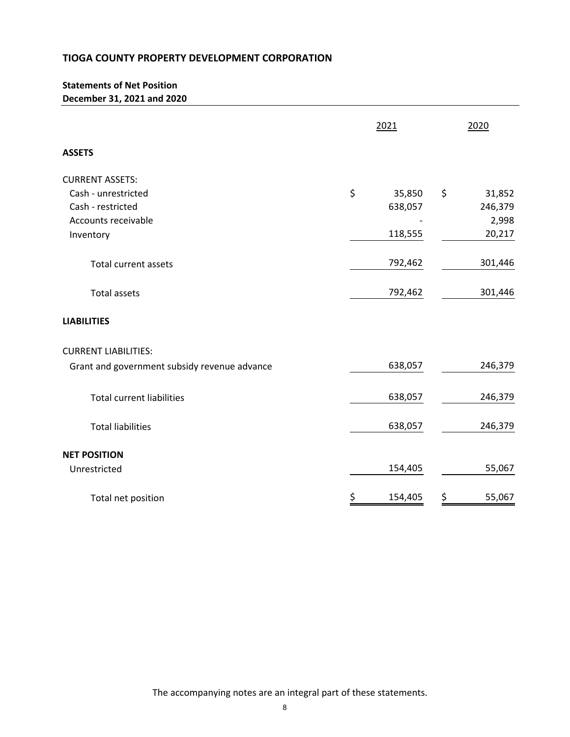# TIOGA COUNTY PROPERTY DEVELOPMENT CORPORATION

## Statements of Net Position
**December 31, 2021 and 2020**

| | 2021 | 2020 |
|---|---|---|
| **ASSETS** | | |
| CURRENT ASSETS: | | |
| Cash - unrestricted | $ 35,850 | $ 31,852 |
| Cash - restricted | 638,057 | 246,379 |
| Accounts receivable | - | 2,998 |
| Inventory | 118,555 | 20,217 |
| Total current assets | 792,462 | 301,446 |
| Total assets | 792,462 | 301,446 |
| **LIABILITIES** | | |
| CURRENT LIABILITIES: | | |
| Grant and government subsidy revenue advance | 638,057 | 246,379 |
| Total current liabilities | 638,057 | 246,379 |
| Total liabilities | 638,057 | 246,379 |
| **NET POSITION** | | |
| Unrestricted | 154,405 | 55,067 |
| Total net position | $ 154,405 | $ 55,067 |

The accompanying notes are an integral part of these statements.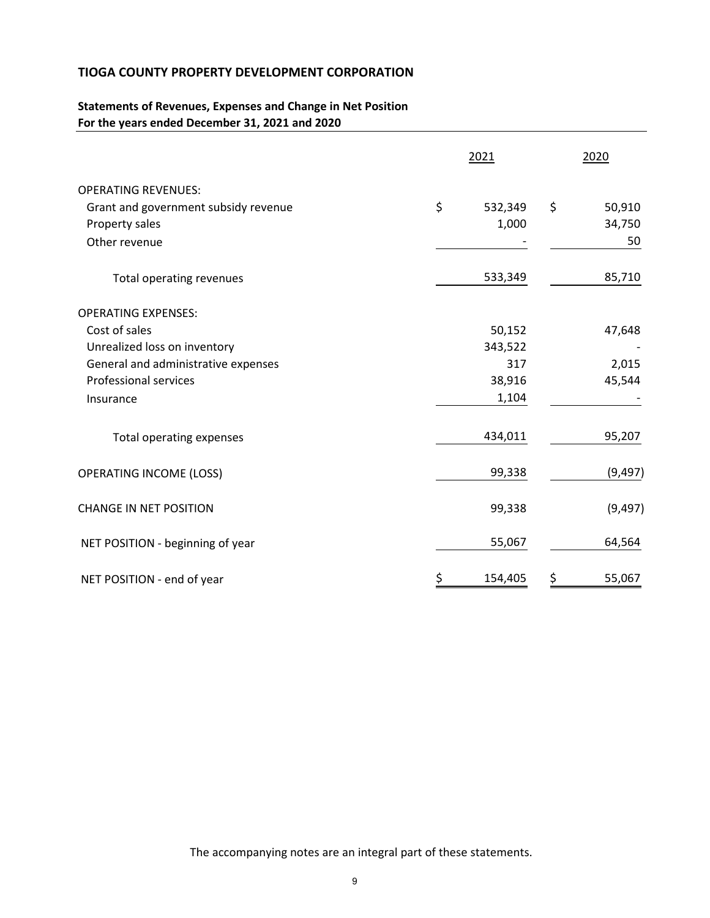**TIOGA COUNTY PROPERTY DEVELOPMENT CORPORATION**

**Statements of Revenues, Expenses and Change in Net Position**
**For the years ended December 31, 2021 and 2020**

| | 2021 | 2020 |
|---|---|---|
| OPERATING REVENUES: | | |
| Grant and government subsidy revenue | $ 532,349 | $ 50,910 |
| Property sales | 1,000 | 34,750 |
| Other revenue | - | 50 |
| Total operating revenues | 533,349 | 85,710 |
| OPERATING EXPENSES: | | |
| Cost of sales | 50,152 | 47,648 |
| Unrealized loss on inventory | 343,522 | - |
| General and administrative expenses | 317 | 2,015 |
| Professional services | 38,916 | 45,544 |
| Insurance | 1,104 | - |
| Total operating expenses | 434,011 | 95,207 |
| OPERATING INCOME (LOSS) | 99,338 | (9,497) |
| CHANGE IN NET POSITION | 99,338 | (9,497) |
| NET POSITION - beginning of year | 55,067 | 64,564 |
| NET POSITION - end of year | $ 154,405 | $ 55,067 |

The accompanying notes are an integral part of these statements.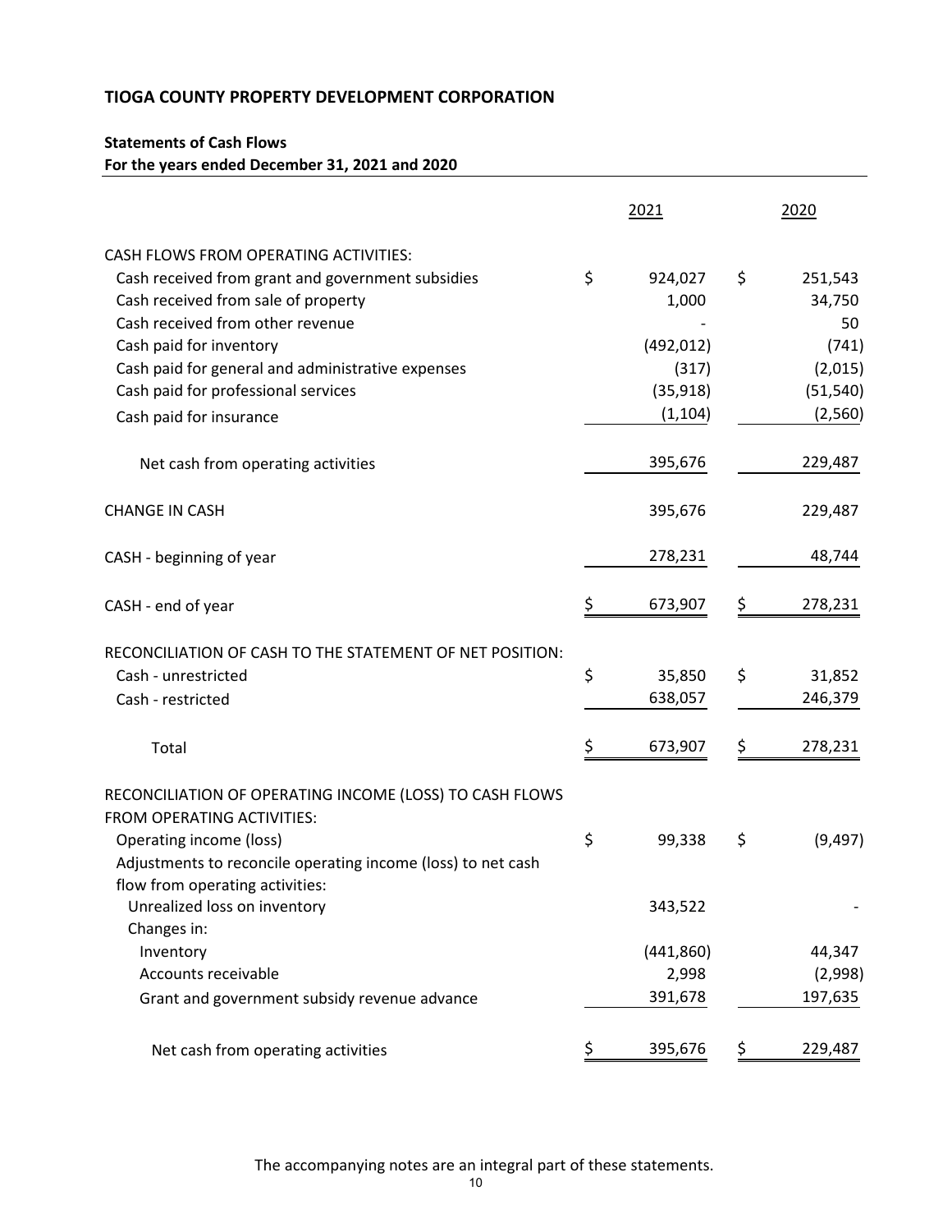# TIOGA COUNTY PROPERTY DEVELOPMENT CORPORATION

## Statements of Cash Flows
**For the years ended December 31, 2021 and 2020**

| | 2021 | 2020 |
|---|---|---|
| CASH FLOWS FROM OPERATING ACTIVITIES: | | |
| Cash received from grant and government subsidies | $ 924,027 | $ 251,543 |
| Cash received from sale of property | 1,000 | 34,750 |
| Cash received from other revenue | - | 50 |
| Cash paid for inventory | (492,012) | (741) |
| Cash paid for general and administrative expenses | (317) | (2,015) |
| Cash paid for professional services | (35,918) | (51,540) |
| Cash paid for insurance | (1,104) | (2,560) |
| Net cash from operating activities | 395,676 | 229,487 |
| CHANGE IN CASH | 395,676 | 229,487 |
| CASH - beginning of year | 278,231 | 48,744 |
| CASH - end of year | $ 673,907 | $ 278,231 |
| RECONCILIATION OF CASH TO THE STATEMENT OF NET POSITION: | | |
| Cash - unrestricted | $ 35,850 | $ 31,852 |
| Cash - restricted | 638,057 | 246,379 |
| Total | $ 673,907 | $ 278,231 |
| RECONCILIATION OF OPERATING INCOME (LOSS) TO CASH FLOWS FROM OPERATING ACTIVITIES: | | |
| Operating income (loss) | $ 99,338 | $ (9,497) |
| Adjustments to reconcile operating income (loss) to net cash flow from operating activities: | | |
| Unrealized loss on inventory | 343,522 | - |
| Changes in: | | |
| Inventory | (441,860) | 44,347 |
| Accounts receivable | 2,998 | (2,998) |
| Grant and government subsidy revenue advance | 391,678 | 197,635 |
| Net cash from operating activities | $ 395,676 | $ 229,487 |

The accompanying notes are an integral part of these statements.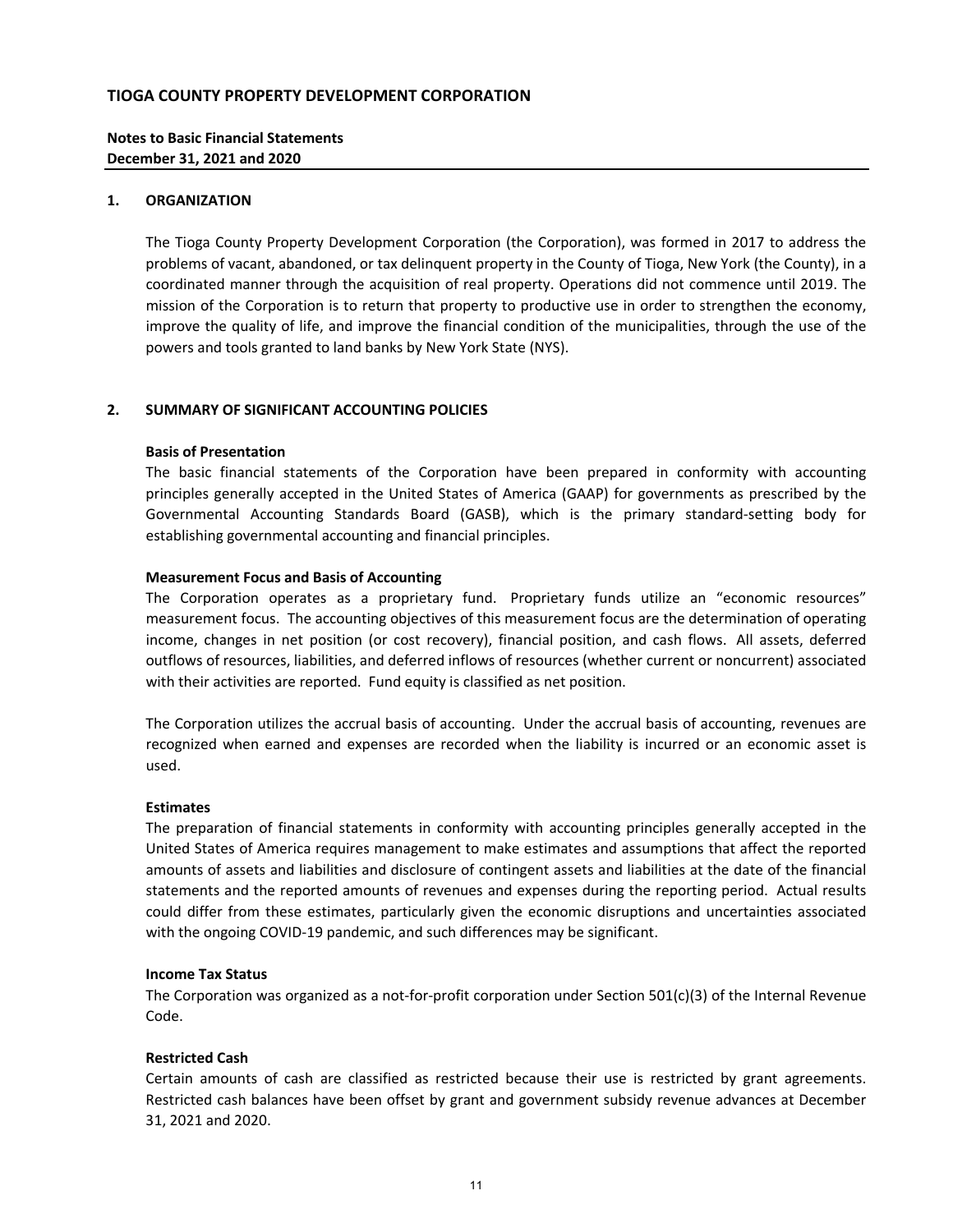**TIOGA COUNTY PROPERTY DEVELOPMENT CORPORATION**

**Notes to Basic Financial Statements**
**December 31, 2021 and 2020**

## 1. ORGANIZATION

The Tioga County Property Development Corporation (the Corporation), was formed in 2017 to address the problems of vacant, abandoned, or tax delinquent property in the County of Tioga, New York (the County), in a coordinated manner through the acquisition of real property. Operations did not commence until 2019. The mission of the Corporation is to return that property to productive use in order to strengthen the economy, improve the quality of life, and improve the financial condition of the municipalities, through the use of the powers and tools granted to land banks by New York State (NYS).

## 2. SUMMARY OF SIGNIFICANT ACCOUNTING POLICIES

**Basis of Presentation**

The basic financial statements of the Corporation have been prepared in conformity with accounting principles generally accepted in the United States of America (GAAP) for governments as prescribed by the Governmental Accounting Standards Board (GASB), which is the primary standard-setting body for establishing governmental accounting and financial principles.

**Measurement Focus and Basis of Accounting**

The Corporation operates as a proprietary fund. Proprietary funds utilize an "economic resources" measurement focus. The accounting objectives of this measurement focus are the determination of operating income, changes in net position (or cost recovery), financial position, and cash flows. All assets, deferred outflows of resources, liabilities, and deferred inflows of resources (whether current or noncurrent) associated with their activities are reported. Fund equity is classified as net position.

The Corporation utilizes the accrual basis of accounting. Under the accrual basis of accounting, revenues are recognized when earned and expenses are recorded when the liability is incurred or an economic asset is used.

**Estimates**

The preparation of financial statements in conformity with accounting principles generally accepted in the United States of America requires management to make estimates and assumptions that affect the reported amounts of assets and liabilities and disclosure of contingent assets and liabilities at the date of the financial statements and the reported amounts of revenues and expenses during the reporting period. Actual results could differ from these estimates, particularly given the economic disruptions and uncertainties associated with the ongoing COVID-19 pandemic, and such differences may be significant.

**Income Tax Status**

The Corporation was organized as a not-for-profit corporation under Section 501(c)(3) of the Internal Revenue Code.

**Restricted Cash**

Certain amounts of cash are classified as restricted because their use is restricted by grant agreements. Restricted cash balances have been offset by grant and government subsidy revenue advances at December 31, 2021 and 2020.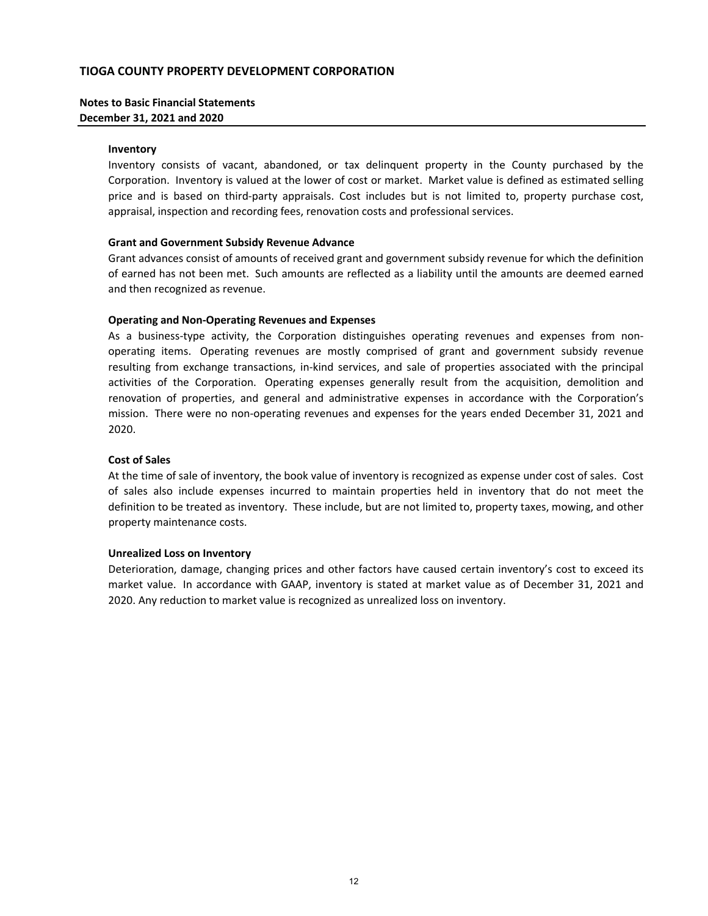**Inventory**

Inventory consists of vacant, abandoned, or tax delinquent property in the County purchased by the Corporation. Inventory is valued at the lower of cost or market. Market value is defined as estimated selling price and is based on third-party appraisals. Cost includes but is not limited to, property purchase cost, appraisal, inspection and recording fees, renovation costs and professional services.

**Grant and Government Subsidy Revenue Advance**

Grant advances consist of amounts of received grant and government subsidy revenue for which the definition of earned has not been met. Such amounts are reflected as a liability until the amounts are deemed earned and then recognized as revenue.

**Operating and Non-Operating Revenues and Expenses**

As a business-type activity, the Corporation distinguishes operating revenues and expenses from non-operating items. Operating revenues are mostly comprised of grant and government subsidy revenue resulting from exchange transactions, in-kind services, and sale of properties associated with the principal activities of the Corporation. Operating expenses generally result from the acquisition, demolition and renovation of properties, and general and administrative expenses in accordance with the Corporation's mission. There were no non-operating revenues and expenses for the years ended December 31, 2021 and 2020.

**Cost of Sales**

At the time of sale of inventory, the book value of inventory is recognized as expense under cost of sales. Cost of sales also include expenses incurred to maintain properties held in inventory that do not meet the definition to be treated as inventory. These include, but are not limited to, property taxes, mowing, and other property maintenance costs.

**Unrealized Loss on Inventory**

Deterioration, damage, changing prices and other factors have caused certain inventory's cost to exceed its market value. In accordance with GAAP, inventory is stated at market value as of December 31, 2021 and 2020. Any reduction to market value is recognized as unrealized loss on inventory.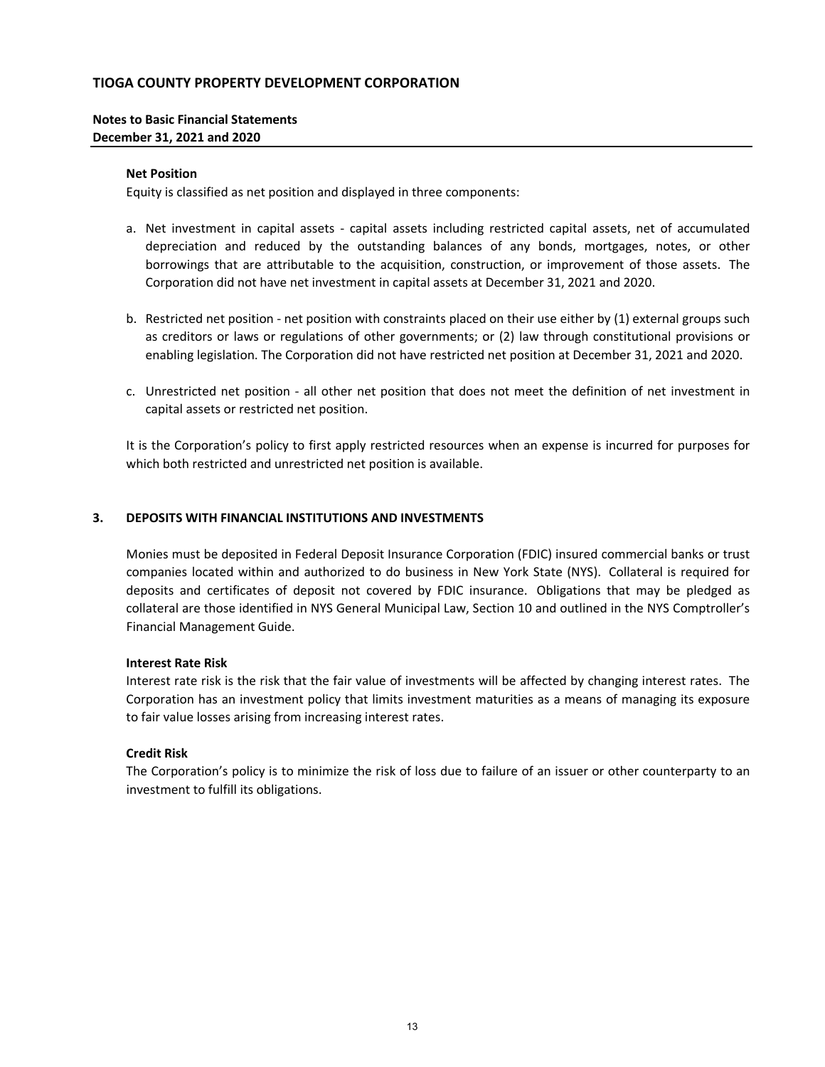**Net Position**

Equity is classified as net position and displayed in three components:

a. Net investment in capital assets - capital assets including restricted capital assets, net of accumulated depreciation and reduced by the outstanding balances of any bonds, mortgages, notes, or other borrowings that are attributable to the acquisition, construction, or improvement of those assets. The Corporation did not have net investment in capital assets at December 31, 2021 and 2020.

b. Restricted net position - net position with constraints placed on their use either by (1) external groups such as creditors or laws or regulations of other governments; or (2) law through constitutional provisions or enabling legislation. The Corporation did not have restricted net position at December 31, 2021 and 2020.

c. Unrestricted net position - all other net position that does not meet the definition of net investment in capital assets or restricted net position.

It is the Corporation's policy to first apply restricted resources when an expense is incurred for purposes for which both restricted and unrestricted net position is available.

## 3. DEPOSITS WITH FINANCIAL INSTITUTIONS AND INVESTMENTS

Monies must be deposited in Federal Deposit Insurance Corporation (FDIC) insured commercial banks or trust companies located within and authorized to do business in New York State (NYS). Collateral is required for deposits and certificates of deposit not covered by FDIC insurance. Obligations that may be pledged as collateral are those identified in NYS General Municipal Law, Section 10 and outlined in the NYS Comptroller's Financial Management Guide.

**Interest Rate Risk**

Interest rate risk is the risk that the fair value of investments will be affected by changing interest rates. The Corporation has an investment policy that limits investment maturities as a means of managing its exposure to fair value losses arising from increasing interest rates.

**Credit Risk**

The Corporation's policy is to minimize the risk of loss due to failure of an issuer or other counterparty to an investment to fulfill its obligations.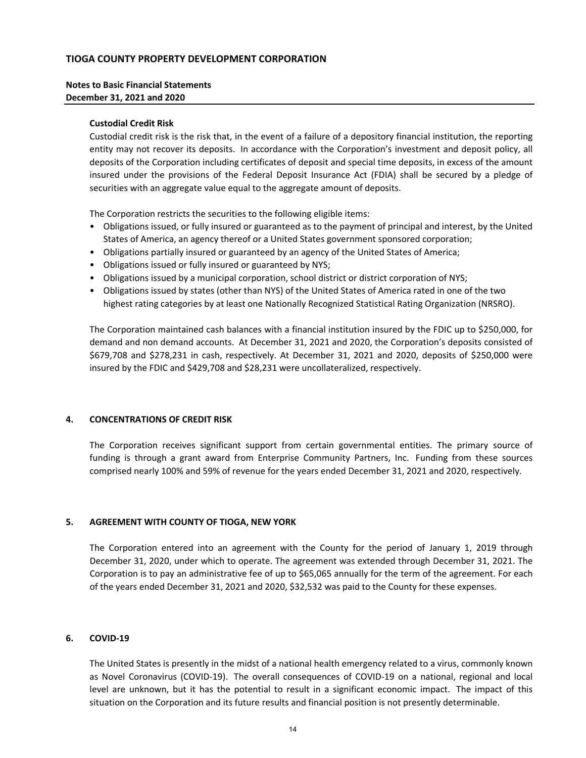#### Custodial Credit Risk

Custodial credit risk is the risk that, in the event of a failure of a depository financial institution, the reporting entity may not recover its deposits. In accordance with the Corporation's investment and deposit policy, all deposits of the Corporation including certificates of deposit and special time deposits, in excess of the amount insured under the provisions of the Federal Deposit Insurance Act (FDIA) shall be secured by a pledge of securities with an aggregate value equal to the aggregate amount of deposits.

The Corporation restricts the securities to the following eligible items:

- Obligations issued, or fully insured or guaranteed as to the payment of principal and interest, by the United States of America, an agency thereof or a United States government sponsored corporation;
- Obligations partially insured or guaranteed by an agency of the United States of America;
- Obligations issued or fully insured or guaranteed by NYS;
- Obligations issued by a municipal corporation, school district or district corporation of NYS;
- Obligations issued by states (other than NYS) of the United States of America rated in one of the two highest rating categories by at least one Nationally Recognized Statistical Rating Organization (NRSRO).

The Corporation maintained cash balances with a financial institution insured by the FDIC up to $250,000, for demand and non demand accounts. At December 31, 2021 and 2020, the Corporation's deposits consisted of $679,708 and $278,231 in cash, respectively. At December 31, 2021 and 2020, deposits of $250,000 were insured by the FDIC and $429,708 and $28,231 were uncollateralized, respectively.

## 4. CONCENTRATIONS OF CREDIT RISK

The Corporation receives significant support from certain governmental entities. The primary source of funding is through a grant award from Enterprise Community Partners, Inc. Funding from these sources comprised nearly 100% and 59% of revenue for the years ended December 31, 2021 and 2020, respectively.

## 5. AGREEMENT WITH COUNTY OF TIOGA, NEW YORK

The Corporation entered into an agreement with the County for the period of January 1, 2019 through December 31, 2020, under which to operate. The agreement was extended through December 31, 2021. The Corporation is to pay an administrative fee of up to $65,065 annually for the term of the agreement. For each of the years ended December 31, 2021 and 2020, $32,532 was paid to the County for these expenses.

## 6. COVID-19

The United States is presently in the midst of a national health emergency related to a virus, commonly known as Novel Coronavirus (COVID-19). The overall consequences of COVID-19 on a national, regional and local level are unknown, but it has the potential to result in a significant economic impact. The impact of this situation on the Corporation and its future results and financial position is not presently determinable.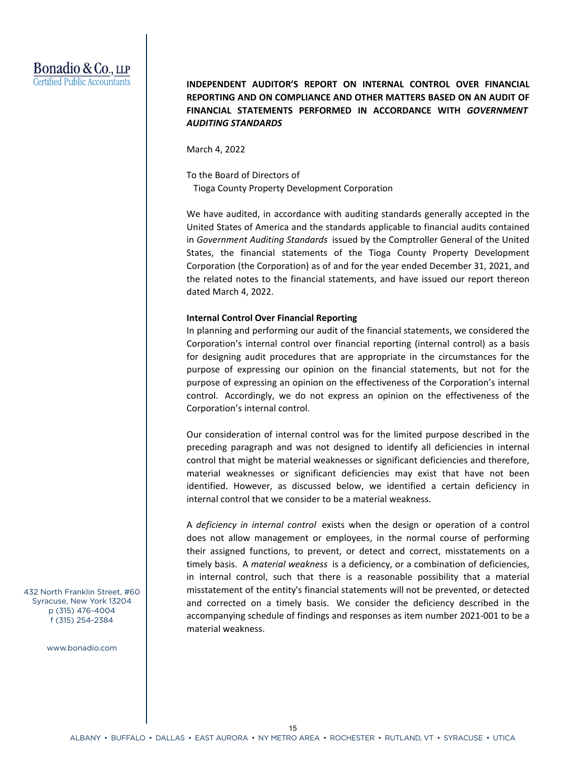Bonadio & Co., LLP
Certified Public Accountants

## INDEPENDENT AUDITOR'S REPORT ON INTERNAL CONTROL OVER FINANCIAL REPORTING AND ON COMPLIANCE AND OTHER MATTERS BASED ON AN AUDIT OF FINANCIAL STATEMENTS PERFORMED IN ACCORDANCE WITH *GOVERNMENT AUDITING STANDARDS*

March 4, 2022

To the Board of Directors of
Tioga County Property Development Corporation

We have audited, in accordance with auditing standards generally accepted in the United States of America and the standards applicable to financial audits contained in *Government Auditing Standards* issued by the Comptroller General of the United States, the financial statements of the Tioga County Property Development Corporation (the Corporation) as of and for the year ended December 31, 2021, and the related notes to the financial statements, and have issued our report thereon dated March 4, 2022.

**Internal Control Over Financial Reporting**

In planning and performing our audit of the financial statements, we considered the Corporation's internal control over financial reporting (internal control) as a basis for designing audit procedures that are appropriate in the circumstances for the purpose of expressing our opinion on the financial statements, but not for the purpose of expressing an opinion on the effectiveness of the Corporation's internal control. Accordingly, we do not express an opinion on the effectiveness of the Corporation's internal control.

Our consideration of internal control was for the limited purpose described in the preceding paragraph and was not designed to identify all deficiencies in internal control that might be material weaknesses or significant deficiencies and therefore, material weaknesses or significant deficiencies may exist that have not been identified. However, as discussed below, we identified a certain deficiency in internal control that we consider to be a material weakness.

A *deficiency in internal control* exists when the design or operation of a control does not allow management or employees, in the normal course of performing their assigned functions, to prevent, or detect and correct, misstatements on a timely basis. A *material weakness* is a deficiency, or a combination of deficiencies, in internal control, such that there is a reasonable possibility that a material misstatement of the entity's financial statements will not be prevented, or detected and corrected on a timely basis. We consider the deficiency described in the accompanying schedule of findings and responses as item number 2021-001 to be a material weakness.

432 North Franklin Street, #60
Syracuse, New York 13204
p (315) 476-4004
f (315) 254-2384

www.bonadio.com

ALBANY • BUFFALO • DALLAS • EAST AURORA • NY METRO AREA • ROCHESTER • RUTLAND, VT • SYRACUSE • UTICA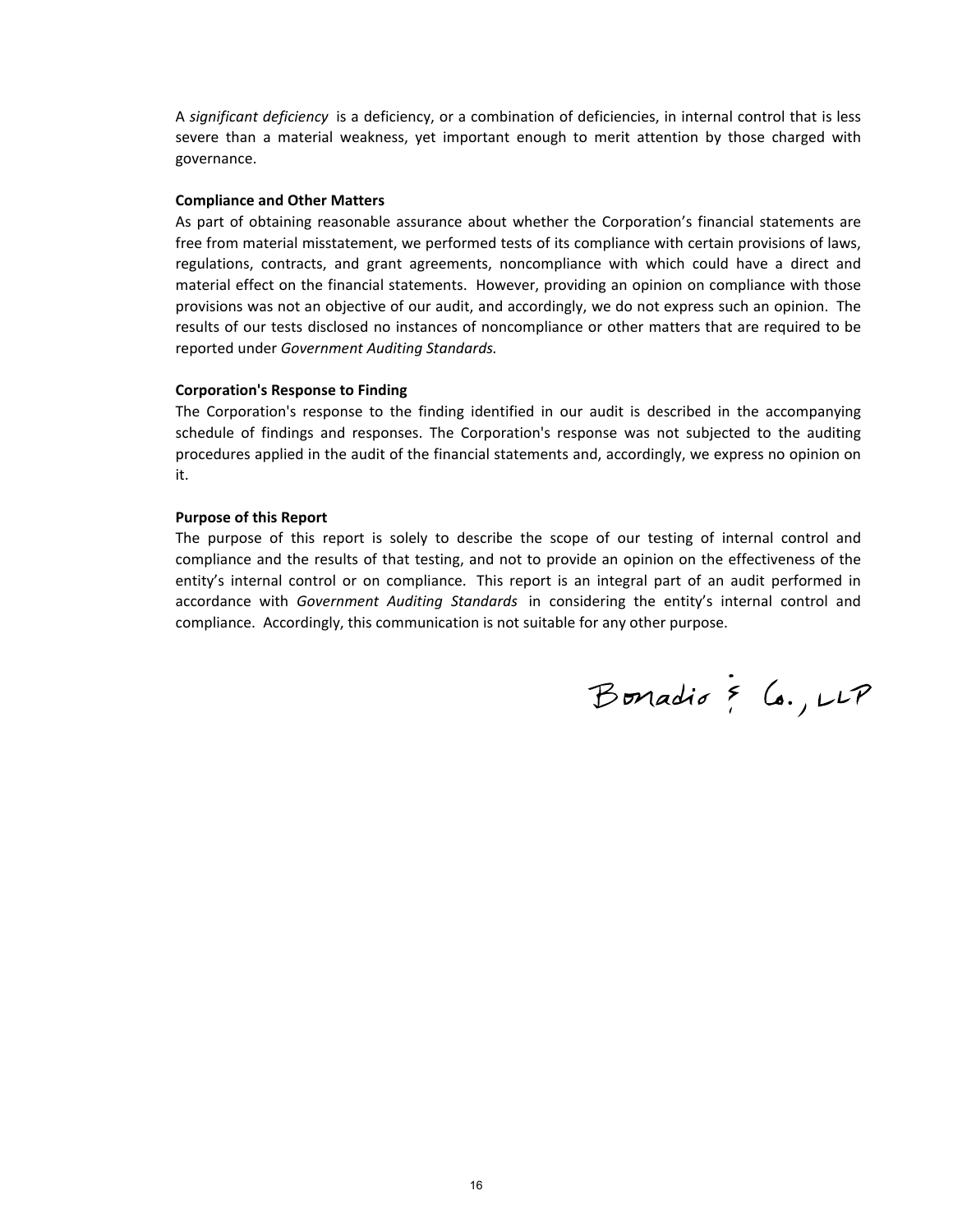A *significant deficiency* is a deficiency, or a combination of deficiencies, in internal control that is less severe than a material weakness, yet important enough to merit attention by those charged with governance.

**Compliance and Other Matters**

As part of obtaining reasonable assurance about whether the Corporation's financial statements are free from material misstatement, we performed tests of its compliance with certain provisions of laws, regulations, contracts, and grant agreements, noncompliance with which could have a direct and material effect on the financial statements. However, providing an opinion on compliance with those provisions was not an objective of our audit, and accordingly, we do not express such an opinion. The results of our tests disclosed no instances of noncompliance or other matters that are required to be reported under *Government Auditing Standards.*

**Corporation's Response to Finding**

The Corporation's response to the finding identified in our audit is described in the accompanying schedule of findings and responses. The Corporation's response was not subjected to the auditing procedures applied in the audit of the financial statements and, accordingly, we express no opinion on it.

**Purpose of this Report**

The purpose of this report is solely to describe the scope of our testing of internal control and compliance and the results of that testing, and not to provide an opinion on the effectiveness of the entity's internal control or on compliance. This report is an integral part of an audit performed in accordance with *Government Auditing Standards* in considering the entity's internal control and compliance. Accordingly, this communication is not suitable for any other purpose.

Bonadio & Co., LLP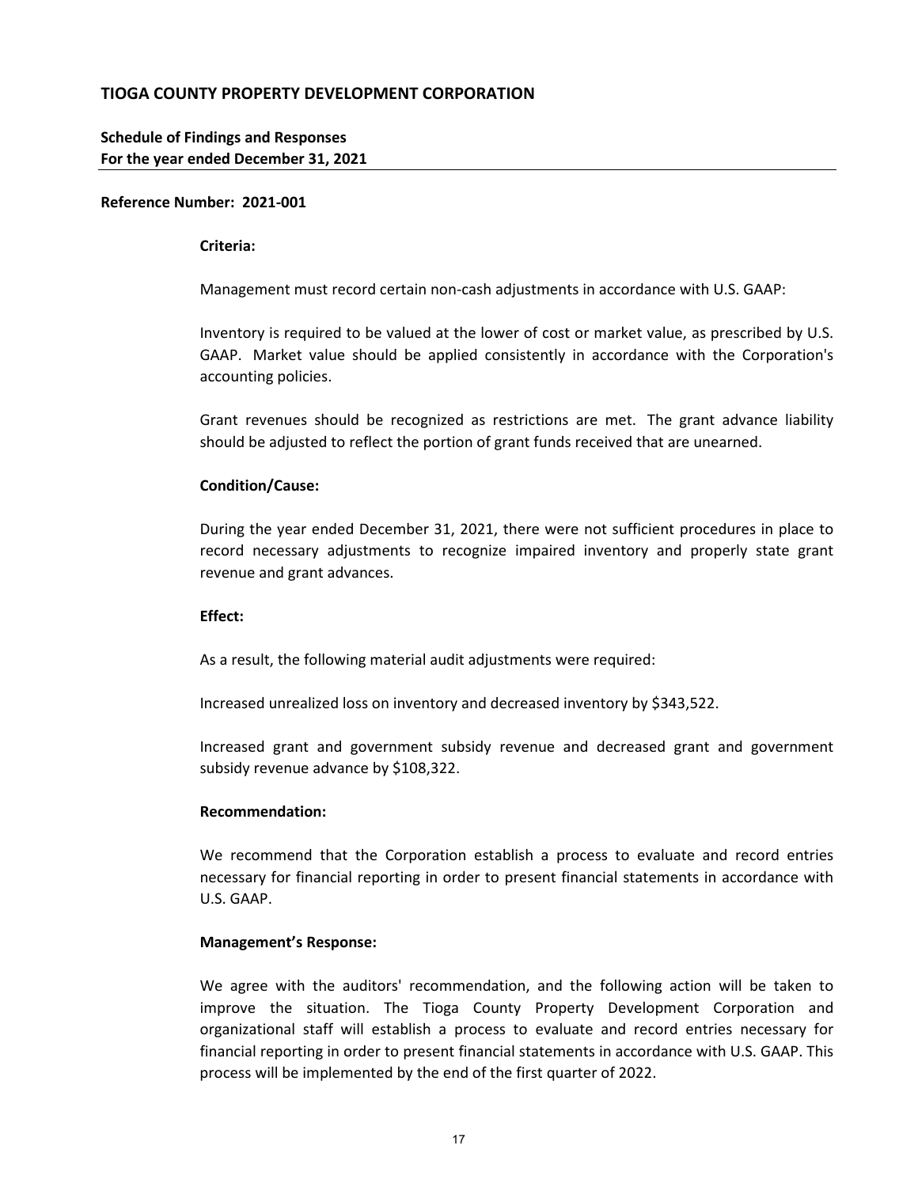# TIOGA COUNTY PROPERTY DEVELOPMENT CORPORATION

**Schedule of Findings and Responses**
**For the year ended December 31, 2021**

**Reference Number: 2021-001**

**Criteria:**

Management must record certain non-cash adjustments in accordance with U.S. GAAP:

Inventory is required to be valued at the lower of cost or market value, as prescribed by U.S. GAAP. Market value should be applied consistently in accordance with the Corporation's accounting policies.

Grant revenues should be recognized as restrictions are met. The grant advance liability should be adjusted to reflect the portion of grant funds received that are unearned.

**Condition/Cause:**

During the year ended December 31, 2021, there were not sufficient procedures in place to record necessary adjustments to recognize impaired inventory and properly state grant revenue and grant advances.

**Effect:**

As a result, the following material audit adjustments were required:

Increased unrealized loss on inventory and decreased inventory by $343,522.

Increased grant and government subsidy revenue and decreased grant and government subsidy revenue advance by $108,322.

**Recommendation:**

We recommend that the Corporation establish a process to evaluate and record entries necessary for financial reporting in order to present financial statements in accordance with U.S. GAAP.

**Management's Response:**

We agree with the auditors' recommendation, and the following action will be taken to improve the situation. The Tioga County Property Development Corporation and organizational staff will establish a process to evaluate and record entries necessary for financial reporting in order to present financial statements in accordance with U.S. GAAP. This process will be implemented by the end of the first quarter of 2022.